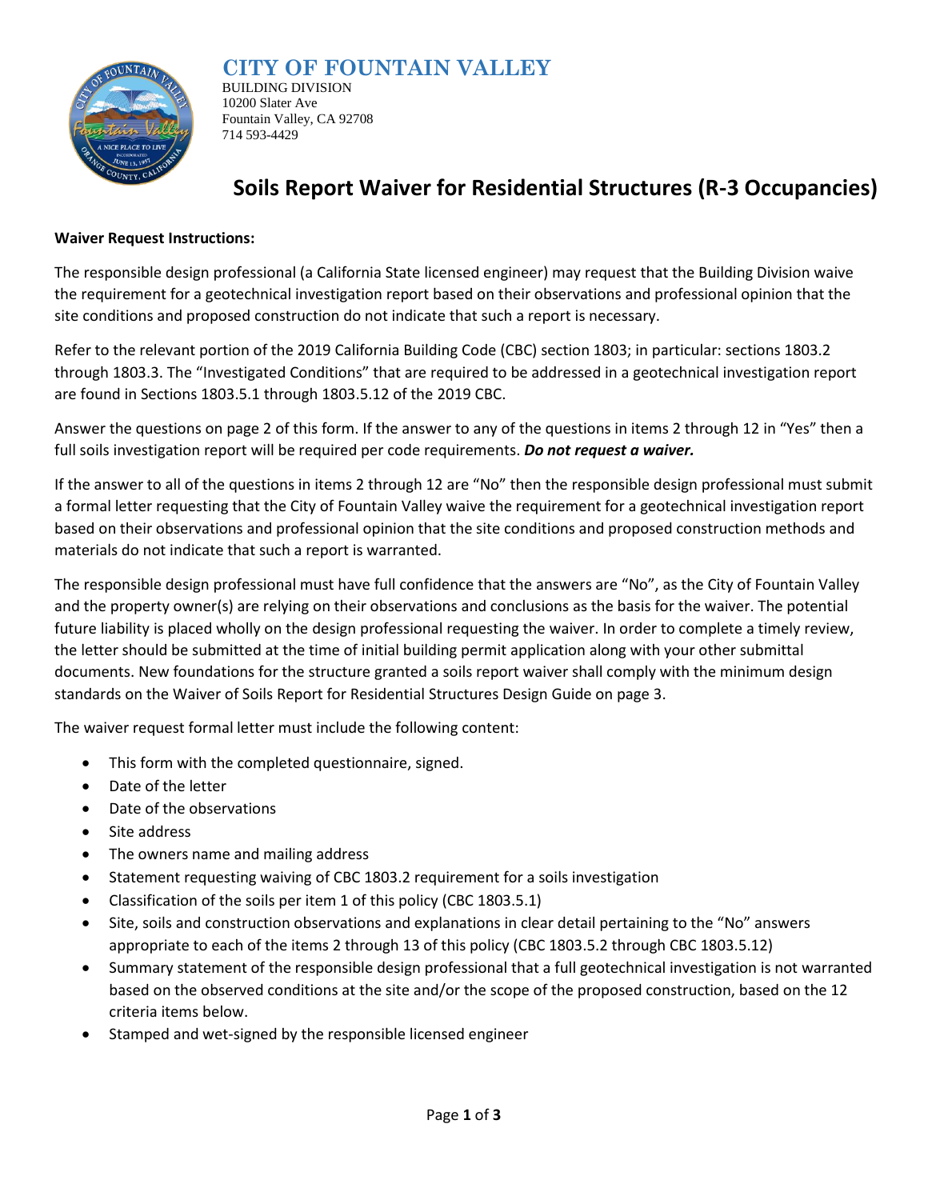# CITY OF FOUNTAIN VALLEY

BUILDING DIVISION
10200 Slater Ave
Fountain Valley, CA 92708
714 593-4429

## Soils Report Waiver for Residential Structures (R-3 Occupancies)

**Waiver Request Instructions:**

The responsible design professional (a California State licensed engineer) may request that the Building Division waive the requirement for a geotechnical investigation report based on their observations and professional opinion that the site conditions and proposed construction do not indicate that such a report is necessary.

Refer to the relevant portion of the 2019 California Building Code (CBC) section 1803; in particular: sections 1803.2 through 1803.3. The "Investigated Conditions" that are required to be addressed in a geotechnical investigation report are found in Sections 1803.5.1 through 1803.5.12 of the 2019 CBC.

Answer the questions on page 2 of this form. If the answer to any of the questions in items 2 through 12 in "Yes" then a full soils investigation report will be required per code requirements. ***Do not request a waiver.***

If the answer to all of the questions in items 2 through 12 are "No" then the responsible design professional must submit a formal letter requesting that the City of Fountain Valley waive the requirement for a geotechnical investigation report based on their observations and professional opinion that the site conditions and proposed construction methods and materials do not indicate that such a report is warranted.

The responsible design professional must have full confidence that the answers are "No", as the City of Fountain Valley and the property owner(s) are relying on their observations and conclusions as the basis for the waiver. The potential future liability is placed wholly on the design professional requesting the waiver. In order to complete a timely review, the letter should be submitted at the time of initial building permit application along with your other submittal documents. New foundations for the structure granted a soils report waiver shall comply with the minimum design standards on the Waiver of Soils Report for Residential Structures Design Guide on page 3.

The waiver request formal letter must include the following content:

- This form with the completed questionnaire, signed.
- Date of the letter
- Date of the observations
- Site address
- The owners name and mailing address
- Statement requesting waiving of CBC 1803.2 requirement for a soils investigation
- Classification of the soils per item 1 of this policy (CBC 1803.5.1)
- Site, soils and construction observations and explanations in clear detail pertaining to the "No" answers appropriate to each of the items 2 through 13 of this policy (CBC 1803.5.2 through CBC 1803.5.12)
- Summary statement of the responsible design professional that a full geotechnical investigation is not warranted based on the observed conditions at the site and/or the scope of the proposed construction, based on the 12 criteria items below.
- Stamped and wet-signed by the responsible licensed engineer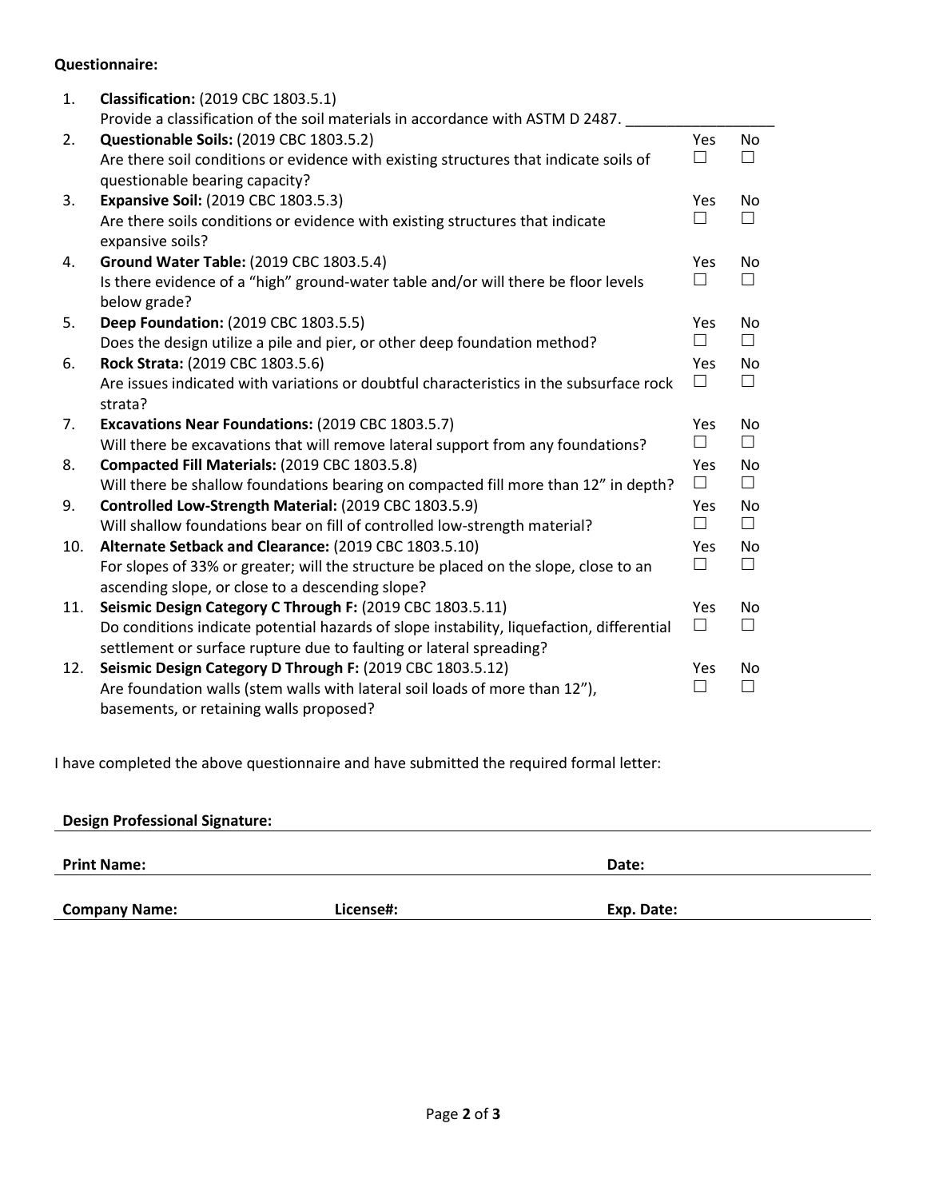**Questionnaire:**

| # | Question | Yes | No |
|---|---|---|---|
| 1. | **Classification:** (2019 CBC 1803.5.1)<br>Provide a classification of the soil materials in accordance with ASTM D 2487. __________________ | | |
| 2. | **Questionable Soils:** (2019 CBC 1803.5.2)<br>Are there soil conditions or evidence with existing structures that indicate soils of questionable bearing capacity? | ☐ | ☐ |
| 3. | **Expansive Soil:** (2019 CBC 1803.5.3)<br>Are there soils conditions or evidence with existing structures that indicate expansive soils? | ☐ | ☐ |
| 4. | **Ground Water Table:** (2019 CBC 1803.5.4)<br>Is there evidence of a "high" ground-water table and/or will there be floor levels below grade? | ☐ | ☐ |
| 5. | **Deep Foundation:** (2019 CBC 1803.5.5)<br>Does the design utilize a pile and pier, or other deep foundation method? | ☐ | ☐ |
| 6. | **Rock Strata:** (2019 CBC 1803.5.6)<br>Are issues indicated with variations or doubtful characteristics in the subsurface rock strata? | ☐ | ☐ |
| 7. | **Excavations Near Foundations:** (2019 CBC 1803.5.7)<br>Will there be excavations that will remove lateral support from any foundations? | ☐ | ☐ |
| 8. | **Compacted Fill Materials:** (2019 CBC 1803.5.8)<br>Will there be shallow foundations bearing on compacted fill more than 12" in depth? | ☐ | ☐ |
| 9. | **Controlled Low-Strength Material:** (2019 CBC 1803.5.9)<br>Will shallow foundations bear on fill of controlled low-strength material? | ☐ | ☐ |
| 10. | **Alternate Setback and Clearance:** (2019 CBC 1803.5.10)<br>For slopes of 33% or greater; will the structure be placed on the slope, close to an ascending slope, or close to a descending slope? | ☐ | ☐ |
| 11. | **Seismic Design Category C Through F:** (2019 CBC 1803.5.11)<br>Do conditions indicate potential hazards of slope instability, liquefaction, differential settlement or surface rupture due to faulting or lateral spreading? | ☐ | ☐ |
| 12. | **Seismic Design Category D Through F:** (2019 CBC 1803.5.12)<br>Are foundation walls (stem walls with lateral soil loads of more than 12"), basements, or retaining walls proposed? | ☐ | ☐ |

I have completed the above questionnaire and have submitted the required formal letter:

**Design Professional Signature:** ______________________________

**Print Name:** ______________________________ **Date:** ______________________________

**Company Name:** ______________________________ **License#:** ______________________________ **Exp. Date:** ______________________________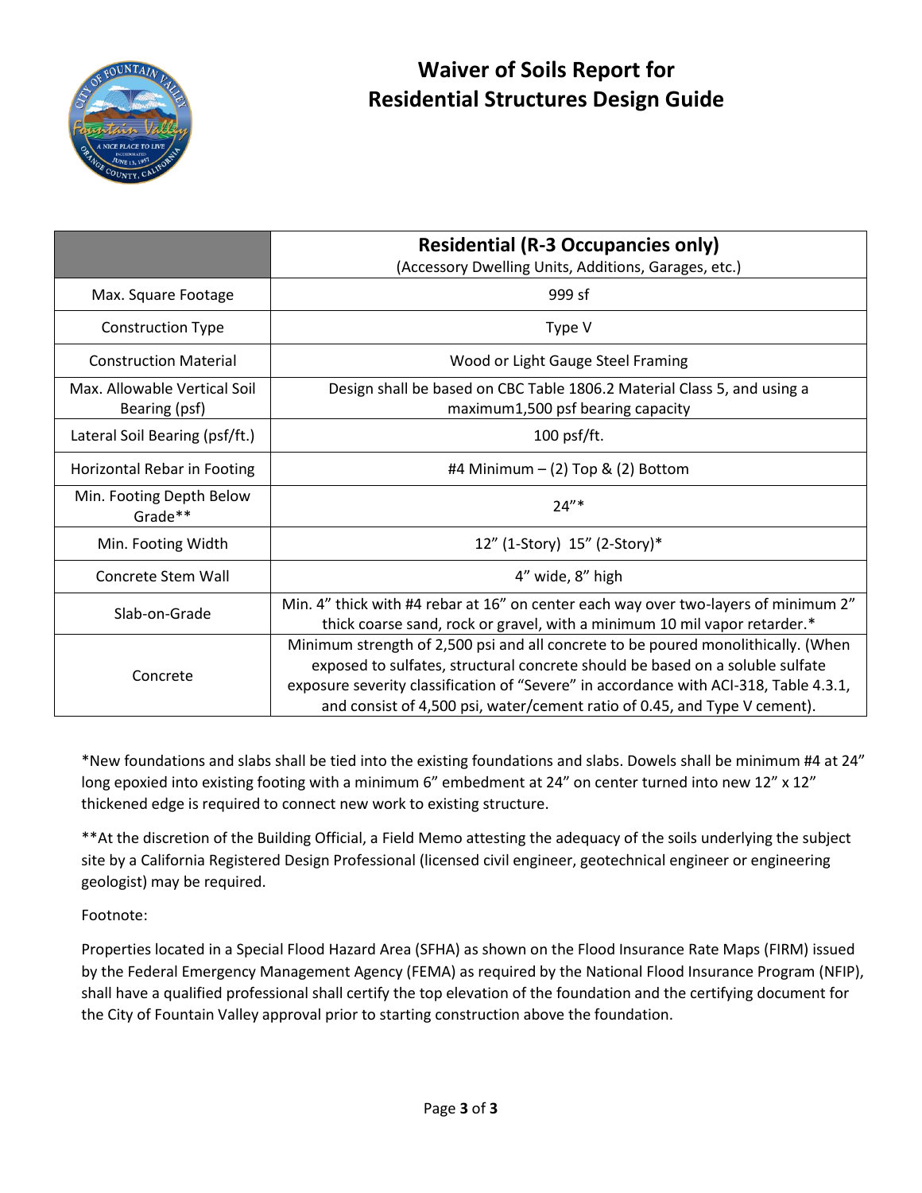# Waiver of Soils Report for Residential Structures Design Guide

| | **Residential (R-3 Occupancies only)** (Accessory Dwelling Units, Additions, Garages, etc.) |
|---|---|
| Max. Square Footage | 999 sf |
| Construction Type | Type V |
| Construction Material | Wood or Light Gauge Steel Framing |
| Max. Allowable Vertical Soil Bearing (psf) | Design shall be based on CBC Table 1806.2 Material Class 5, and using a maximum1,500 psf bearing capacity |
| Lateral Soil Bearing (psf/ft.) | 100 psf/ft. |
| Horizontal Rebar in Footing | #4 Minimum – (2) Top & (2) Bottom |
| Min. Footing Depth Below Grade** | 24"* |
| Min. Footing Width | 12" (1-Story) 15" (2-Story)* |
| Concrete Stem Wall | 4" wide, 8" high |
| Slab-on-Grade | Min. 4" thick with #4 rebar at 16" on center each way over two-layers of minimum 2" thick coarse sand, rock or gravel, with a minimum 10 mil vapor retarder.* |
| Concrete | Minimum strength of 2,500 psi and all concrete to be poured monolithically. (When exposed to sulfates, structural concrete should be based on a soluble sulfate exposure severity classification of "Severe" in accordance with ACI-318, Table 4.3.1, and consist of 4,500 psi, water/cement ratio of 0.45, and Type V cement). |

*New foundations and slabs shall be tied into the existing foundations and slabs. Dowels shall be minimum #4 at 24" long epoxied into existing footing with a minimum 6" embedment at 24" on center turned into new 12" x 12" thickened edge is required to connect new work to existing structure.

**At the discretion of the Building Official, a Field Memo attesting the adequacy of the soils underlying the subject site by a California Registered Design Professional (licensed civil engineer, geotechnical engineer or engineering geologist) may be required.

Footnote:

Properties located in a Special Flood Hazard Area (SFHA) as shown on the Flood Insurance Rate Maps (FIRM) issued by the Federal Emergency Management Agency (FEMA) as required by the National Flood Insurance Program (NFIP), shall have a qualified professional shall certify the top elevation of the foundation and the certifying document for the City of Fountain Valley approval prior to starting construction above the foundation.